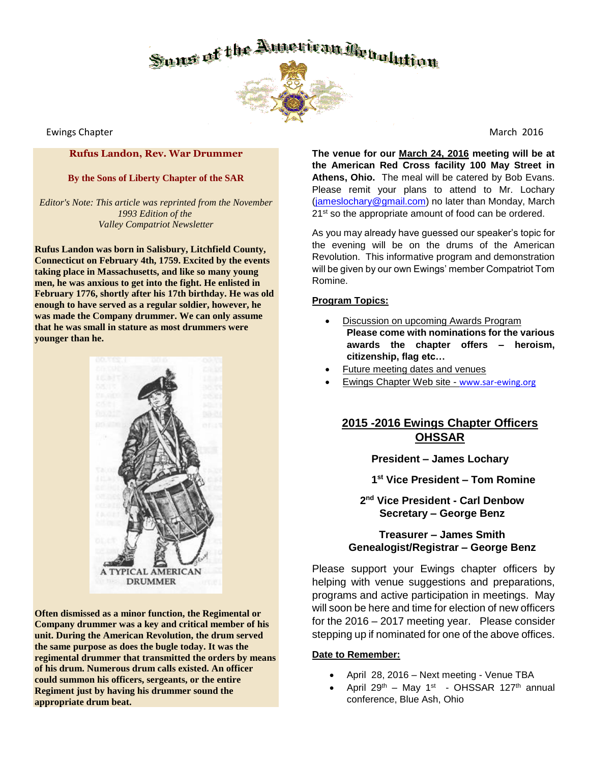# Sons of the American Revolution

Ewings Chapter

March 2016

## Rufus Landon, Rev. War Drummer

**By the Sons of Liberty Chapter of the SAR**

*Editor's Note: This article was reprinted from the November 1993 Edition of the Valley Compatriot Newsletter*

**Rufus Landon was born in Salisbury, Litchfield County, Connecticut on February 4th, 1759. Excited by the events taking place in Massachusetts, and like so many young men, he was anxious to get into the fight. He enlisted in February 1776, shortly after his 17th birthday. He was old enough to have served as a regular soldier, however, he was made the Company drummer. We can only assume that he was small in stature as most drummers were younger than he.**

A TYPICAL AMERICAN DRUMMER

**Often dismissed as a minor function, the Regimental or Company drummer was a key and critical member of his unit. During the American Revolution, the drum served the same purpose as does the bugle today. It was the regimental drummer that transmitted the orders by means of his drum. Numerous drum calls existed. An officer could summon his officers, sergeants, or the entire Regiment just by having his drummer sound the appropriate drum beat.**

**The venue for our March 24, 2016 meeting will be at the American Red Cross facility 100 May Street in Athens, Ohio.** The meal will be catered by Bob Evans. Please remit your plans to attend to Mr. Lochary (jameslochary@gmail.com) no later than Monday, March 21st so the appropriate amount of food can be ordered.

As you may already have guessed our speaker's topic for the evening will be on the drums of the American Revolution. This informative program and demonstration will be given by our own Ewings' member Compatriot Tom Romine.

**Program Topics:**

- Discussion on upcoming Awards Program
  **Please come with nominations for the various awards the chapter offers – heroism, citizenship, flag etc…**
- Future meeting dates and venues
- Ewings Chapter Web site - www.sar-ewing.org

## 2015 -2016 Ewings Chapter Officers OHSSAR

**President – James Lochary**

**1st Vice President – Tom Romine**

**2nd Vice President - Carl Denbow**

**Secretary – George Benz**

**Treasurer – James Smith**

**Genealogist/Registrar – George Benz**

Please support your Ewings chapter officers by helping with venue suggestions and preparations, programs and active participation in meetings. May will soon be here and time for election of new officers for the 2016 – 2017 meeting year. Please consider stepping up if nominated for one of the above offices.

**Date to Remember:**

- April 28, 2016 – Next meeting - Venue TBA
- April 29th – May 1st - OHSSAR 127th annual conference, Blue Ash, Ohio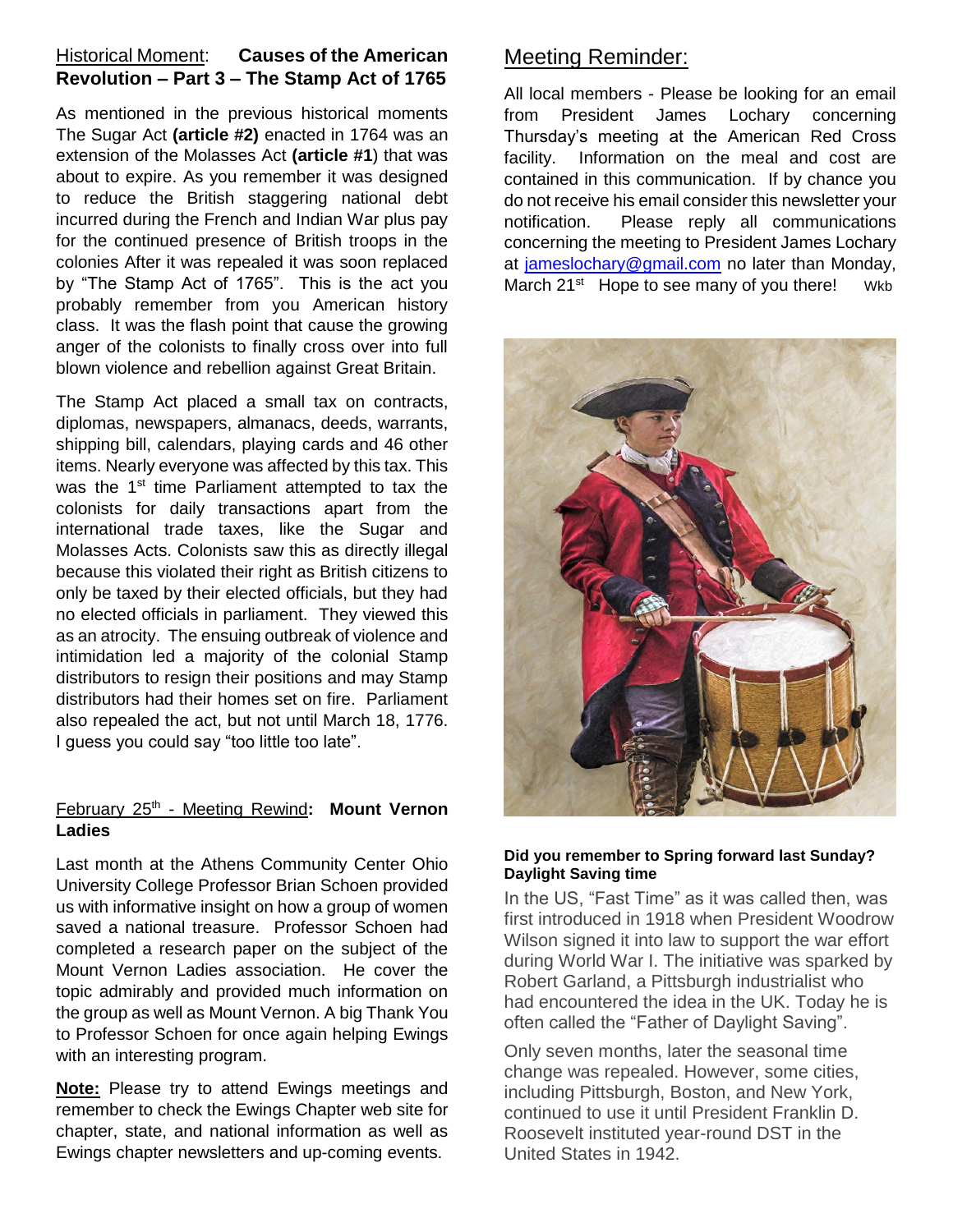Historical Moment: **Causes of the American Revolution – Part 3 – The Stamp Act of 1765**

As mentioned in the previous historical moments The Sugar Act **(article #2)** enacted in 1764 was an extension of the Molasses Act **(article #1**) that was about to expire. As you remember it was designed to reduce the British staggering national debt incurred during the French and Indian War plus pay for the continued presence of British troops in the colonies After it was repealed it was soon replaced by "The Stamp Act of 1765". This is the act you probably remember from you American history class. It was the flash point that cause the growing anger of the colonists to finally cross over into full blown violence and rebellion against Great Britain.

The Stamp Act placed a small tax on contracts, diplomas, newspapers, almanacs, deeds, warrants, shipping bill, calendars, playing cards and 46 other items. Nearly everyone was affected by this tax. This was the 1st time Parliament attempted to tax the colonists for daily transactions apart from the international trade taxes, like the Sugar and Molasses Acts. Colonists saw this as directly illegal because this violated their right as British citizens to only be taxed by their elected officials, but they had no elected officials in parliament. They viewed this as an atrocity. The ensuing outbreak of violence and intimidation led a majority of the colonial Stamp distributors to resign their positions and may Stamp distributors had their homes set on fire. Parliament also repealed the act, but not until March 18, 1776. I guess you could say "too little too late".

February 25th - Meeting Rewind**: Mount Vernon Ladies**

Last month at the Athens Community Center Ohio University College Professor Brian Schoen provided us with informative insight on how a group of women saved a national treasure. Professor Schoen had completed a research paper on the subject of the Mount Vernon Ladies association. He cover the topic admirably and provided much information on the group as well as Mount Vernon. A big Thank You to Professor Schoen for once again helping Ewings with an interesting program.

**Note:** Please try to attend Ewings meetings and remember to check the Ewings Chapter web site for chapter, state, and national information as well as Ewings chapter newsletters and up-coming events.

## Meeting Reminder:

All local members - Please be looking for an email from President James Lochary concerning Thursday's meeting at the American Red Cross facility. Information on the meal and cost are contained in this communication. If by chance you do not receive his email consider this newsletter your notification. Please reply all communications concerning the meeting to President James Lochary at jameslochary@gmail.com no later than Monday, March 21st Hope to see many of you there! Wkb

**Did you remember to Spring forward last Sunday? Daylight Saving time**

In the US, "Fast Time" as it was called then, was first introduced in 1918 when President Woodrow Wilson signed it into law to support the war effort during World War I. The initiative was sparked by Robert Garland, a Pittsburgh industrialist who had encountered the idea in the UK. Today he is often called the "Father of Daylight Saving".

Only seven months, later the seasonal time change was repealed. However, some cities, including Pittsburgh, Boston, and New York, continued to use it until President Franklin D. Roosevelt instituted year-round DST in the United States in 1942.